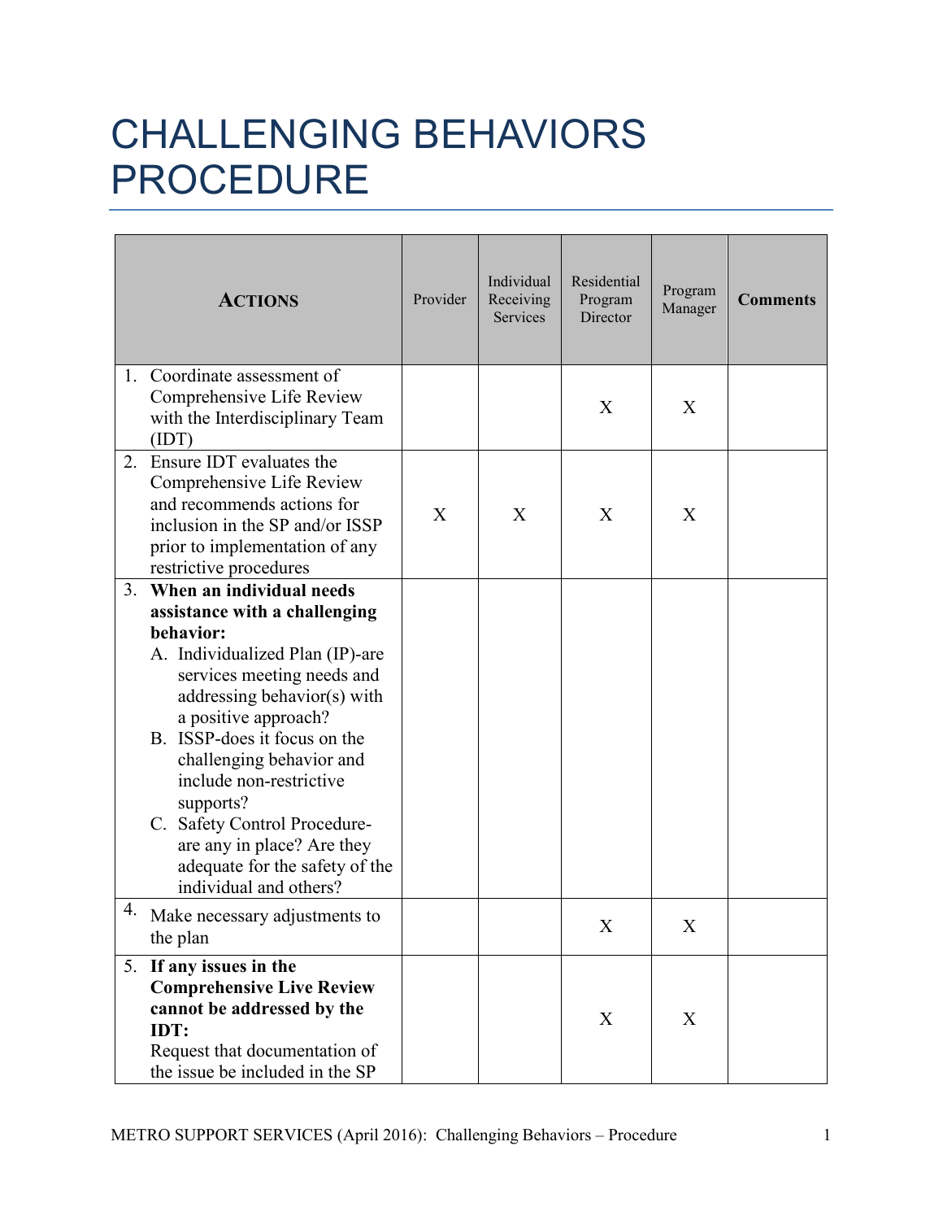# CHALLENGING BEHAVIORS PROCEDURE

| **ACTIONS** | Provider | Individual Receiving Services | Residential Program Director | Program Manager | **Comments** |
|---|---|---|---|---|---|
| 1. Coordinate assessment of Comprehensive Life Review with the Interdisciplinary Team (IDT) | | | X | X | |
| 2. Ensure IDT evaluates the Comprehensive Life Review and recommends actions for inclusion in the SP and/or ISSP prior to implementation of any restrictive procedures | X | X | X | X | |
| 3. **When an individual needs assistance with a challenging behavior:**<br>A. Individualized Plan (IP)-are services meeting needs and addressing behavior(s) with a positive approach?<br>B. ISSP-does it focus on the challenging behavior and include non-restrictive supports?<br>C. Safety Control Procedure-are any in place? Are they adequate for the safety of the individual and others? | | | | | |
| 4. Make necessary adjustments to the plan | | | X | X | |
| 5. **If any issues in the Comprehensive Live Review cannot be addressed by the IDT:**<br>Request that documentation of the issue be included in the SP | | | X | X | |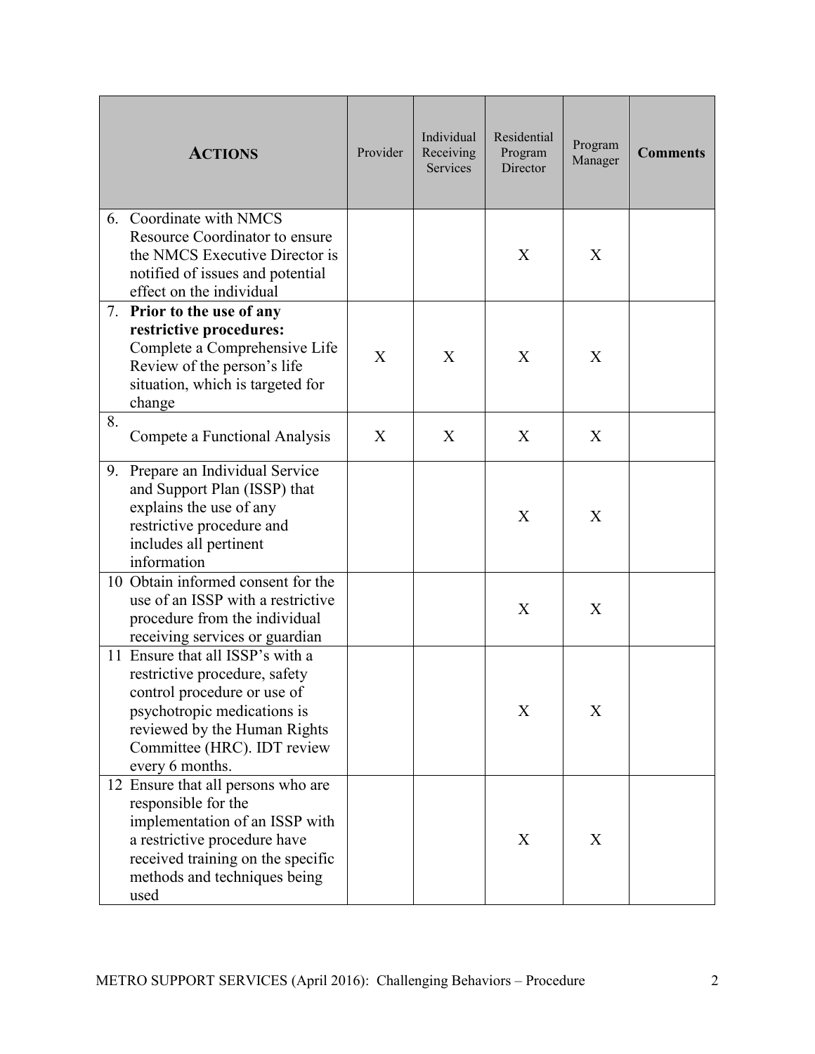| **ACTIONS** | Provider | Individual Receiving Services | Residential Program Director | Program Manager | **Comments** |
|---|---|---|---|---|---|
| 6. Coordinate with NMCS Resource Coordinator to ensure the NMCS Executive Director is notified of issues and potential effect on the individual | | | X | X | |
| 7. **Prior to the use of any restrictive procedures:** Complete a Comprehensive Life Review of the person's life situation, which is targeted for change | X | X | X | X | |
| 8. Compete a Functional Analysis | X | X | X | X | |
| 9. Prepare an Individual Service and Support Plan (ISSP) that explains the use of any restrictive procedure and includes all pertinent information | | | X | X | |
| 10 Obtain informed consent for the use of an ISSP with a restrictive procedure from the individual receiving services or guardian | | | X | X | |
| 11 Ensure that all ISSP's with a restrictive procedure, safety control procedure or use of psychotropic medications is reviewed by the Human Rights Committee (HRC). IDT review every 6 months. | | | X | X | |
| 12 Ensure that all persons who are responsible for the implementation of an ISSP with a restrictive procedure have received training on the specific methods and techniques being used | | | X | X | |